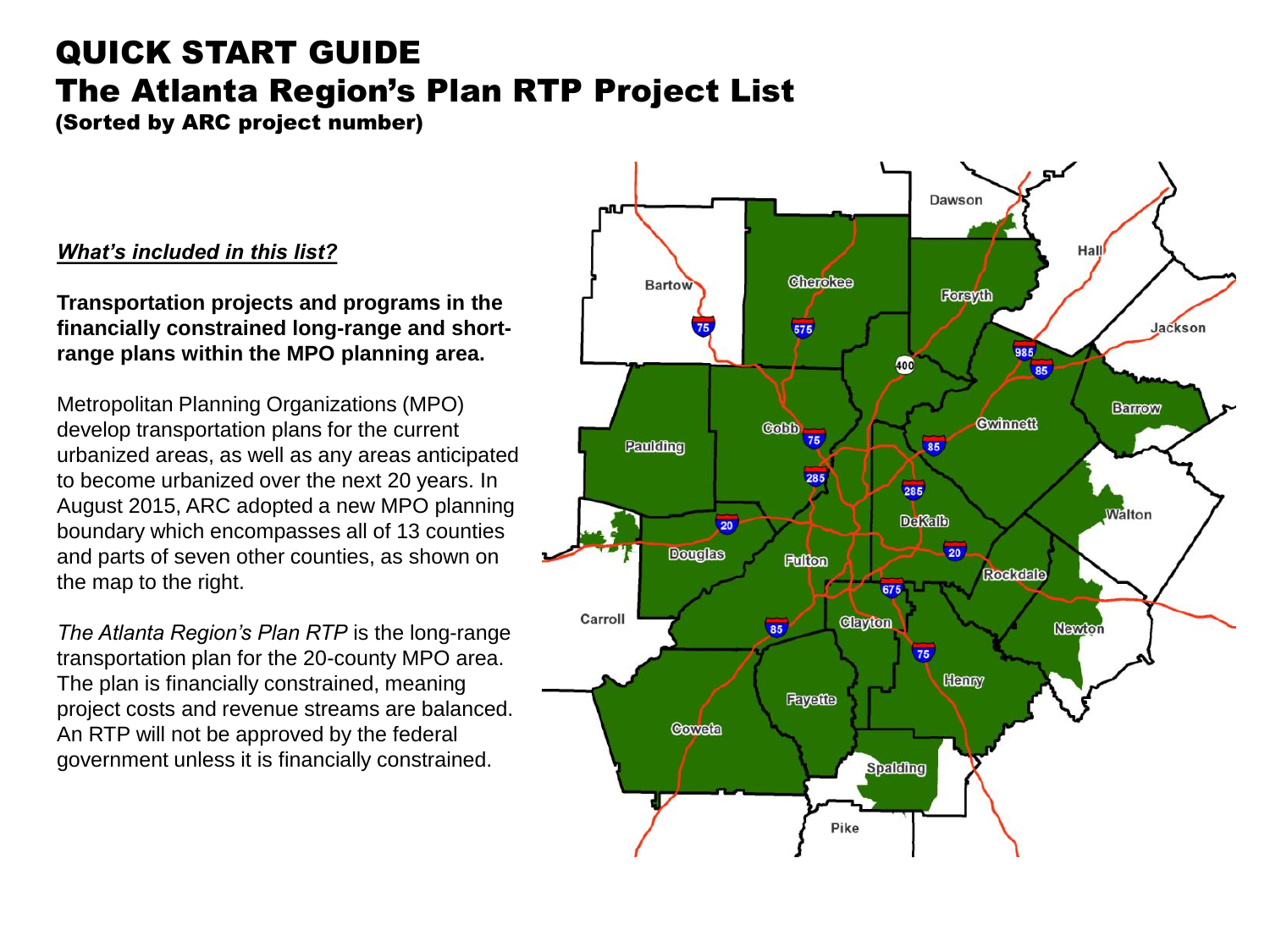# QUICK START GUIDE
# The Atlanta Region's Plan RTP Project List
### (Sorted by ARC project number)

***What's included in this list?***

**Transportation projects and programs in the financially constrained long-range and short-range plans within the MPO planning area.**

Metropolitan Planning Organizations (MPO) develop transportation plans for the current urbanized areas, as well as any areas anticipated to become urbanized over the next 20 years. In August 2015, ARC adopted a new MPO planning boundary which encompasses all of 13 counties and parts of seven other counties, as shown on the map to the right.

*The Atlanta Region's Plan RTP* is the long-range transportation plan for the 20-county MPO area. The plan is financially constrained, meaning project costs and revenue streams are balanced. An RTP will not be approved by the federal government unless it is financially constrained.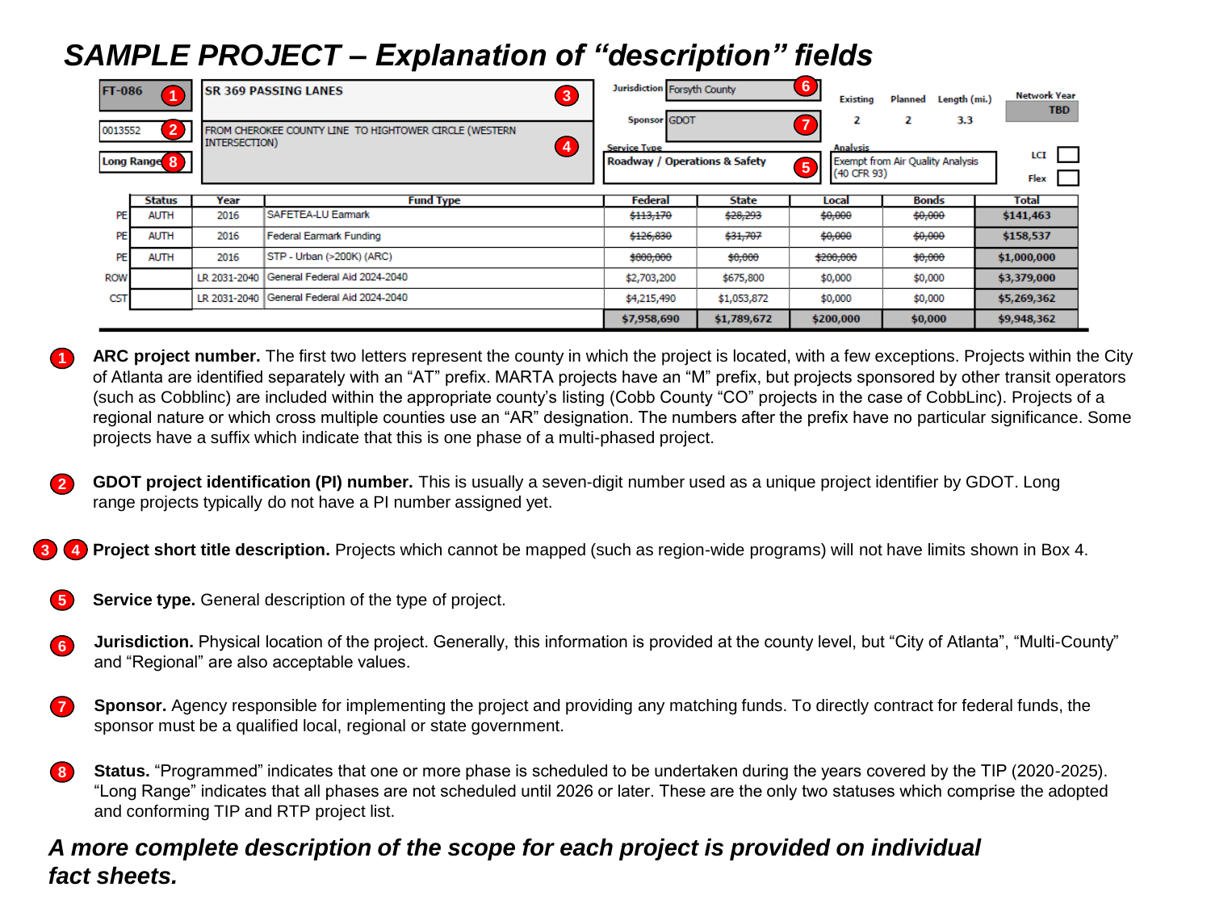# *SAMPLE PROJECT – Explanation of "description" fields*

| | | | |
|---|---|---|---|
| FT-086 (1) | SR 369 PASSING LANES (3) | Jurisdiction: Forsyth County (6) | Existing: 2 / Planned: 2 / Length (mi.): 3.3 / Network Year: TBD |
| 0013552 (2) | FROM CHEROKEE COUNTY LINE TO HIGHTOWER CIRCLE (WESTERN INTERSECTION) (4) | Sponsor: GDOT (7) | |
| Long Range (8) | | Service Type: Roadway / Operations & Safety (5) | Analysis: Exempt from Air Quality Analysis (40 CFR 93) / LCI ☐ / Flex ☐ |

| | Status | Year | Fund Type | Federal | State | Local | Bonds | Total |
|---|---|---|---|---|---|---|---|---|
| PE | AUTH | 2016 | SAFETEA-LU Earmark | ~~$113,170~~ | ~~$28,293~~ | ~~$0,000~~ | ~~$0,000~~ | $141,463 |
| PE | AUTH | 2016 | Federal Earmark Funding | ~~$126,830~~ | ~~$31,707~~ | ~~$0,000~~ | ~~$0,000~~ | $158,537 |
| PE | AUTH | 2016 | STP - Urban (>200K) (ARC) | ~~$800,000~~ | ~~$0,000~~ | ~~$200,000~~ | ~~$0,000~~ | $1,000,000 |
| ROW | | LR 2031-2040 | General Federal Aid 2024-2040 | $2,703,200 | $675,800 | $0,000 | $0,000 | $3,379,000 |
| CST | | LR 2031-2040 | General Federal Aid 2024-2040 | $4,215,490 | $1,053,872 | $0,000 | $0,000 | $5,269,362 |
| | | | | $7,958,690 | $1,789,672 | $200,000 | $0,000 | $9,948,362 |

(1) **ARC project number.** The first two letters represent the county in which the project is located, with a few exceptions. Projects within the City of Atlanta are identified separately with an "AT" prefix. MARTA projects have an "M" prefix, but projects sponsored by other transit operators (such as Cobblinc) are included within the appropriate county's listing (Cobb County "CO" projects in the case of CobbLinc). Projects of a regional nature or which cross multiple counties use an "AR" designation. The numbers after the prefix have no particular significance. Some projects have a suffix which indicate that this is one phase of a multi-phased project.

(2) **GDOT project identification (PI) number.** This is usually a seven-digit number used as a unique project identifier by GDOT. Long range projects typically do not have a PI number assigned yet.

(3) (4) **Project short title description.** Projects which cannot be mapped (such as region-wide programs) will not have limits shown in Box 4.

(5) **Service type.** General description of the type of project.

(6) **Jurisdiction.** Physical location of the project. Generally, this information is provided at the county level, but "City of Atlanta", "Multi-County" and "Regional" are also acceptable values.

(7) **Sponsor.** Agency responsible for implementing the project and providing any matching funds. To directly contract for federal funds, the sponsor must be a qualified local, regional or state government.

(8) **Status.** "Programmed" indicates that one or more phase is scheduled to be undertaken during the years covered by the TIP (2020-2025). "Long Range" indicates that all phases are not scheduled until 2026 or later. These are the only two statuses which comprise the adopted and conforming TIP and RTP project list.

***A more complete description of the scope for each project is provided on individual fact sheets.***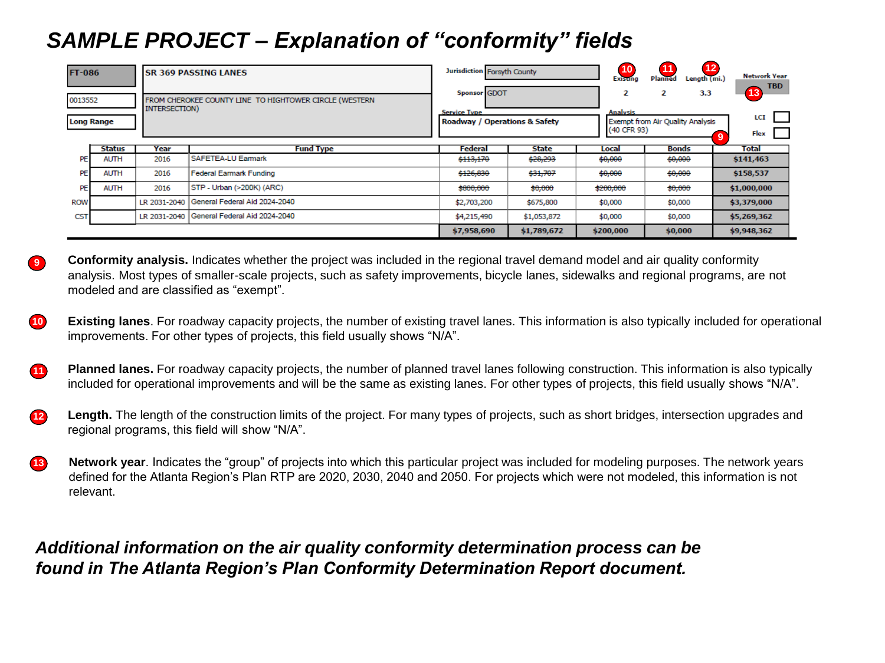# *SAMPLE PROJECT – Explanation of "conformity" fields*

| FT-086 | SR 369 PASSING LANES | Jurisdiction | Forsyth County | Existing (10) | Planned (11) | Length (mi.) (12) | Network Year |
|---|---|---|---|---|---|---|---|
| 0013552 | FROM CHEROKEE COUNTY LINE TO HIGHTOWER CIRCLE (WESTERN INTERSECTION) | Sponsor | GDOT | 2 | 2 | 3.3 | TBD (13) |
| Long Range | | Service Type | Roadway / Operations & Safety | Analysis (9) | Exempt from Air Quality Analysis (40 CFR 93) | LCI | Flex |

| | Status | Year | Fund Type | Federal | State | Local | Bonds | Total |
|---|---|---|---|---|---|---|---|---|
| PE | AUTH | 2016 | SAFETEA-LU Earmark | ~~$113,170~~ | ~~$28,293~~ | ~~$0,000~~ | ~~$0,000~~ | $141,463 |
| PE | AUTH | 2016 | Federal Earmark Funding | ~~$126,830~~ | ~~$31,707~~ | ~~$0,000~~ | ~~$0,000~~ | $158,537 |
| PE | AUTH | 2016 | STP - Urban (>200K) (ARC) | ~~$800,000~~ | ~~$0,000~~ | ~~$200,000~~ | ~~$0,000~~ | $1,000,000 |
| ROW | | LR 2031-2040 | General Federal Aid 2024-2040 | $2,703,200 | $675,800 | $0,000 | $0,000 | $3,379,000 |
| CST | | LR 2031-2040 | General Federal Aid 2024-2040 | $4,215,490 | $1,053,872 | $0,000 | $0,000 | $5,269,362 |
| | | | | $7,958,690 | $1,789,672 | $200,000 | $0,000 | $9,948,362 |

(9) **Conformity analysis.** Indicates whether the project was included in the regional travel demand model and air quality conformity analysis. Most types of smaller-scale projects, such as safety improvements, bicycle lanes, sidewalks and regional programs, are not modeled and are classified as "exempt".

(10) **Existing lanes**. For roadway capacity projects, the number of existing travel lanes. This information is also typically included for operational improvements. For other types of projects, this field usually shows "N/A".

(11) **Planned lanes.** For roadway capacity projects, the number of planned travel lanes following construction. This information is also typically included for operational improvements and will be the same as existing lanes. For other types of projects, this field usually shows "N/A".

(12) **Length.** The length of the construction limits of the project. For many types of projects, such as short bridges, intersection upgrades and regional programs, this field will show "N/A".

(13) **Network year**. Indicates the "group" of projects into which this particular project was included for modeling purposes. The network years defined for the Atlanta Region's Plan RTP are 2020, 2030, 2040 and 2050. For projects which were not modeled, this information is not relevant.

***Additional information on the air quality conformity determination process can be found in The Atlanta Region's Plan Conformity Determination Report document.***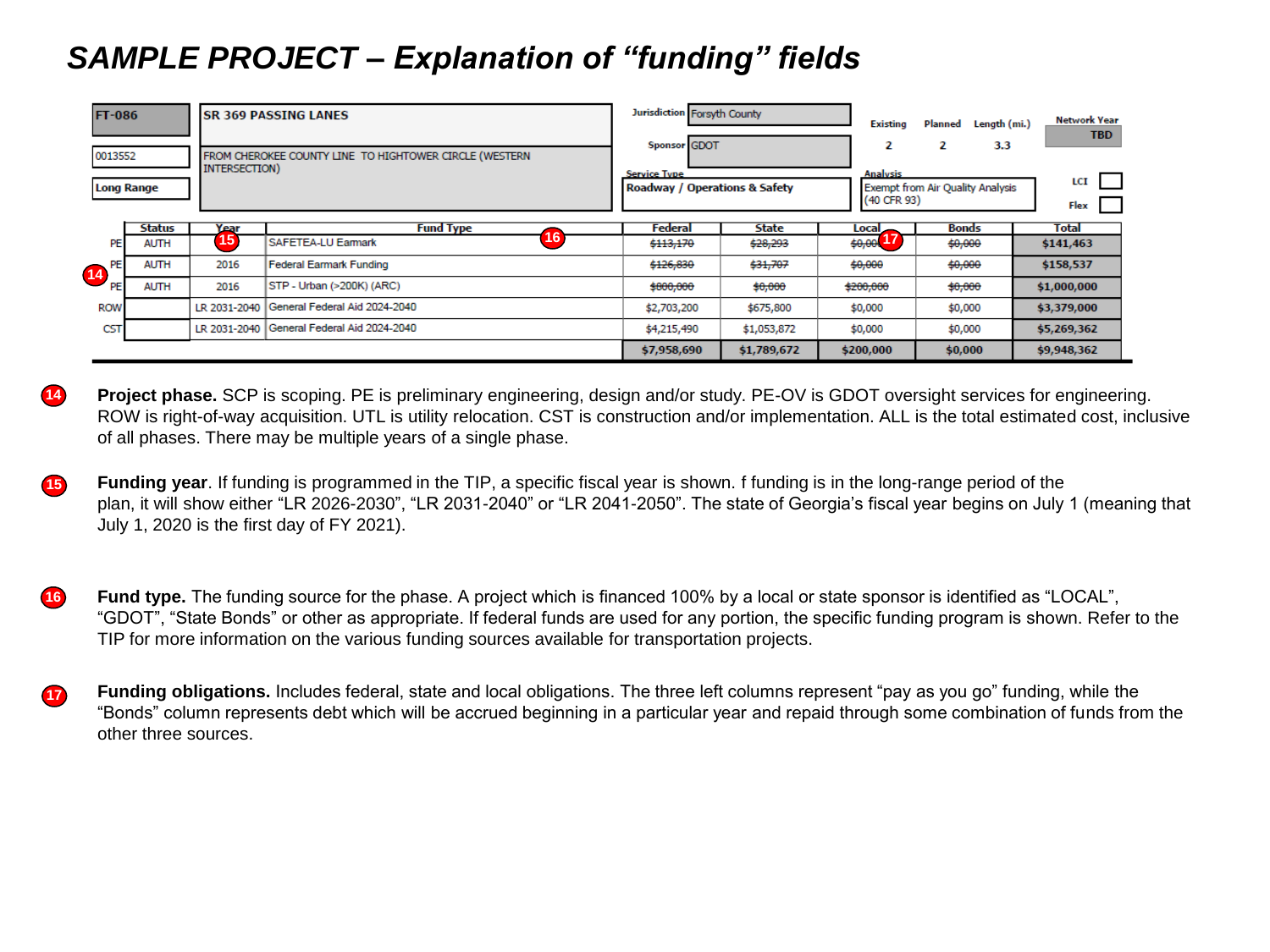# *SAMPLE PROJECT – Explanation of "funding" fields*

| FT-086 | SR 369 PASSING LANES | Jurisdiction | Forsyth County | Existing | Planned | Length (mi.) | Network Year |
|---|---|---|---|---|---|---|---|
| 0013552 | FROM CHEROKEE COUNTY LINE TO HIGHTOWER CIRCLE (WESTERN INTERSECTION) | Sponsor | GDOT | 2 | 2 | 3.3 | TBD |
| Long Range | | Service Type | Roadway / Operations & Safety | Analysis | Exempt from Air Quality Analysis (40 CFR 93) | LCI | Flex |

| | Status | Year (15) | Fund Type (16) | Federal | State | Local (17) | Bonds | Total |
|---|---|---|---|---|---|---|---|---|
| PE | AUTH | | SAFETEA-LU Earmark | ~~$113,170~~ | ~~$28,293~~ | ~~$0,000~~ | ~~$0,000~~ | $141,463 |
| PE (14) | AUTH | 2016 | Federal Earmark Funding | ~~$126,830~~ | ~~$31,707~~ | ~~$0,000~~ | ~~$0,000~~ | $158,537 |
| PE | AUTH | 2016 | STP - Urban (>200K) (ARC) | ~~$800,000~~ | ~~$0,000~~ | ~~$200,000~~ | ~~$0,000~~ | $1,000,000 |
| ROW | | LR 2031-2040 | General Federal Aid 2024-2040 | $2,703,200 | $675,800 | $0,000 | $0,000 | $3,379,000 |
| CST | | LR 2031-2040 | General Federal Aid 2024-2040 | $4,215,490 | $1,053,872 | $0,000 | $0,000 | $5,269,362 |
| | | | | $7,958,690 | $1,789,672 | $200,000 | $0,000 | $9,948,362 |

**14** **Project phase.** SCP is scoping. PE is preliminary engineering, design and/or study. PE-OV is GDOT oversight services for engineering. ROW is right-of-way acquisition. UTL is utility relocation. CST is construction and/or implementation. ALL is the total estimated cost, inclusive of all phases. There may be multiple years of a single phase.

**15** **Funding year**. If funding is programmed in the TIP, a specific fiscal year is shown. f funding is in the long-range period of the plan, it will show either "LR 2026-2030", "LR 2031-2040" or "LR 2041-2050". The state of Georgia's fiscal year begins on July 1 (meaning that July 1, 2020 is the first day of FY 2021).

**16** **Fund type.** The funding source for the phase. A project which is financed 100% by a local or state sponsor is identified as "LOCAL", "GDOT", "State Bonds" or other as appropriate. If federal funds are used for any portion, the specific funding program is shown. Refer to the TIP for more information on the various funding sources available for transportation projects.

**17** **Funding obligations.** Includes federal, state and local obligations. The three left columns represent "pay as you go" funding, while the "Bonds" column represents debt which will be accrued beginning in a particular year and repaid through some combination of funds from the other three sources.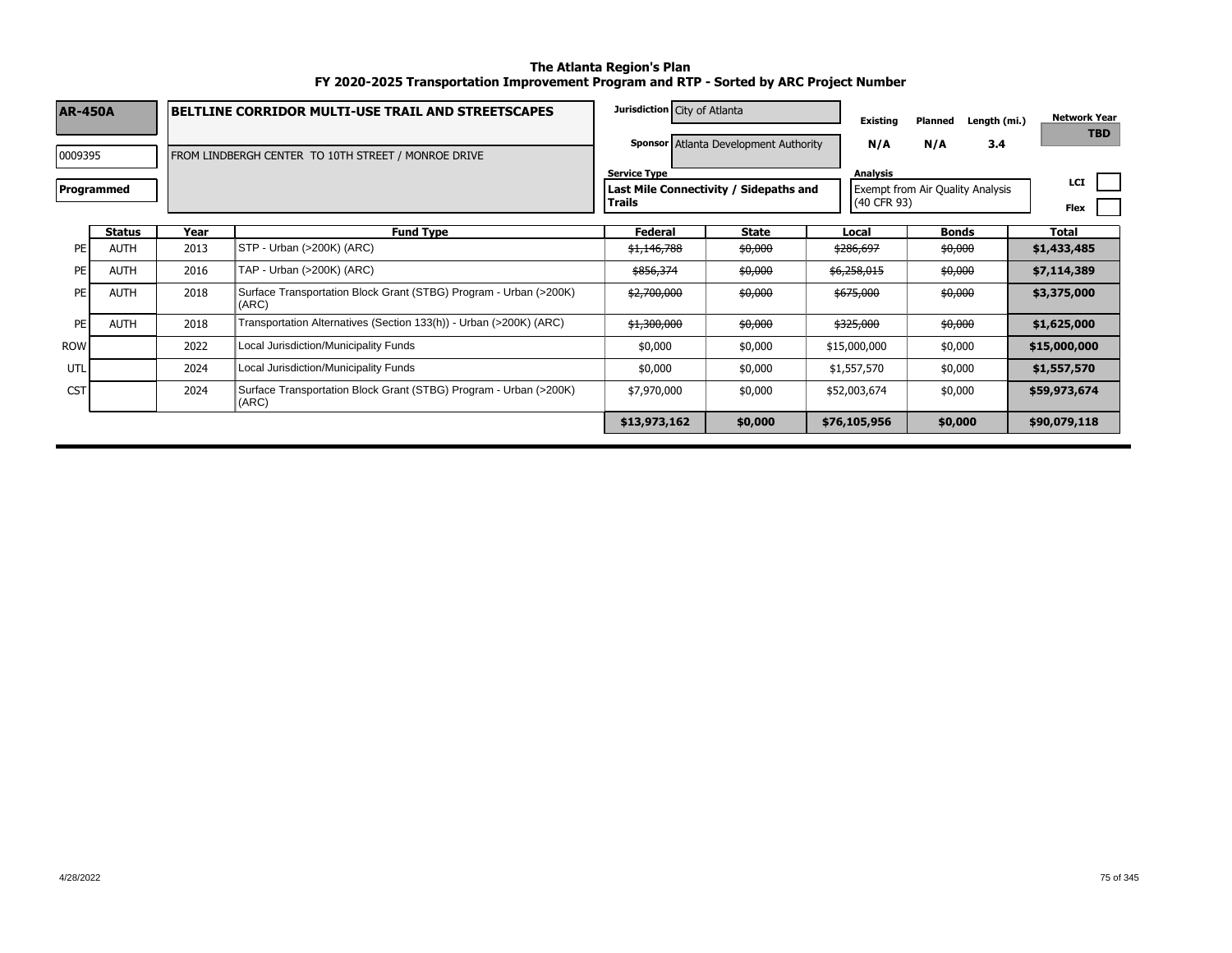# The Atlanta Region's Plan
## FY 2020-2025 Transportation Improvement Program and RTP - Sorted by ARC Project Number

| | | | |
|---|---|---|---|
| **AR-450A** | **BELTLINE CORRIDOR MULTI-USE TRAIL AND STREETSCAPES** | **Jurisdiction** City of Atlanta | **Existing** N/A · **Planned** N/A · **Length (mi.)** 3.4 · **Network Year** TBD |
| 0009395 | FROM LINDBERGH CENTER TO 10TH STREET / MONROE DRIVE | **Sponsor** Atlanta Development Authority | |
| **Programmed** | | **Service Type** Last Mile Connectivity / Sidepaths and Trails | **Analysis** Exempt from Air Quality Analysis (40 CFR 93) · **LCI** · **Flex** |

| | Status | Year | Fund Type | Federal | State | Local | Bonds | Total |
|---|---|---|---|---|---|---|---|---|
| PE | AUTH | 2013 | STP - Urban (>200K) (ARC) | ~~$1,146,788~~ | ~~$0,000~~ | ~~$286,697~~ | ~~$0,000~~ | **$1,433,485** |
| PE | AUTH | 2016 | TAP - Urban (>200K) (ARC) | ~~$856,374~~ | ~~$0,000~~ | ~~$6,258,015~~ | ~~$0,000~~ | **$7,114,389** |
| PE | AUTH | 2018 | Surface Transportation Block Grant (STBG) Program - Urban (>200K) (ARC) | ~~$2,700,000~~ | ~~$0,000~~ | ~~$675,000~~ | ~~$0,000~~ | **$3,375,000** |
| PE | AUTH | 2018 | Transportation Alternatives (Section 133(h)) - Urban (>200K) (ARC) | ~~$1,300,000~~ | ~~$0,000~~ | ~~$325,000~~ | ~~$0,000~~ | **$1,625,000** |
| ROW | | 2022 | Local Jurisdiction/Municipality Funds | $0,000 | $0,000 | $15,000,000 | $0,000 | **$15,000,000** |
| UTL | | 2024 | Local Jurisdiction/Municipality Funds | $0,000 | $0,000 | $1,557,570 | $0,000 | **$1,557,570** |
| CST | | 2024 | Surface Transportation Block Grant (STBG) Program - Urban (>200K) (ARC) | $7,970,000 | $0,000 | $52,003,674 | $0,000 | **$59,973,674** |
| | | | | **$13,973,162** | **$0,000** | **$76,105,956** | **$0,000** | **$90,079,118** |

4/28/2022